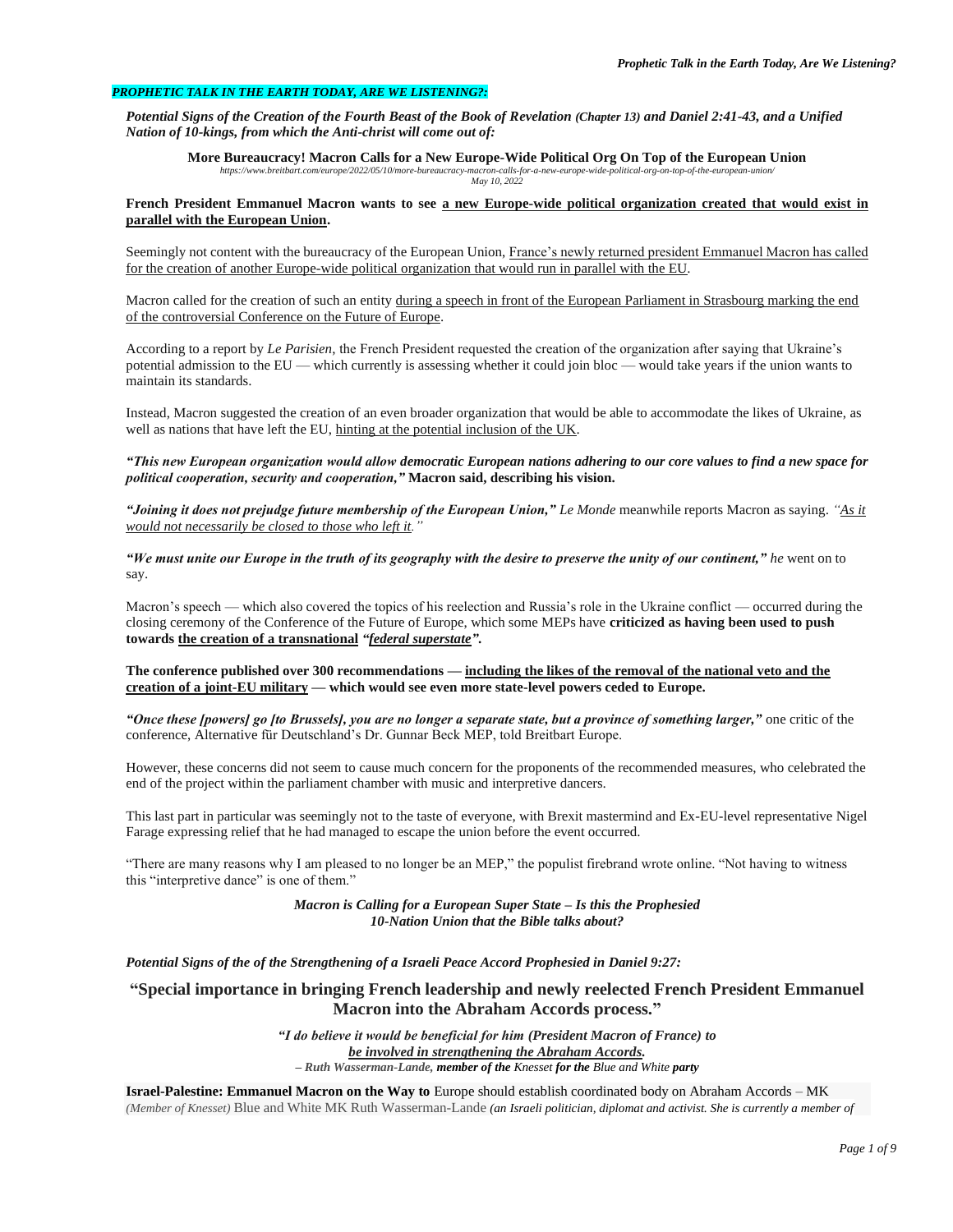***PROPHETIC TALK IN THE EARTH TODAY, ARE WE LISTENING?:***

***Potential Signs of the Creation of the Fourth Beast of the Book of Revelation (Chapter 13) and Daniel 2:41-43, and a Unified Nation of 10-kings, from which the Anti-christ will come out of:***

**More Bureaucracy! Macron Calls for a New Europe-Wide Political Org On Top of the European Union**

*https://www.breitbart.com/europe/2022/05/10/more-bureaucracy-macron-calls-for-a-new-europe-wide-political-org-on-top-of-the-european-union/*

*May 10, 2022*

**French President Emmanuel Macron wants to see a new Europe-wide political organization created that would exist in parallel with the European Union.**

Seemingly not content with the bureaucracy of the European Union, France's newly returned president Emmanuel Macron has called for the creation of another Europe-wide political organization that would run in parallel with the EU.

Macron called for the creation of such an entity during a speech in front of the European Parliament in Strasbourg marking the end of the controversial Conference on the Future of Europe.

According to a report by *Le Parisien*, the French President requested the creation of the organization after saying that Ukraine's potential admission to the EU — which currently is assessing whether it could join bloc — would take years if the union wants to maintain its standards.

Instead, Macron suggested the creation of an even broader organization that would be able to accommodate the likes of Ukraine, as well as nations that have left the EU, hinting at the potential inclusion of the UK.

***"This new European organization would allow democratic European nations adhering to our core values to find a new space for political cooperation, security and cooperation,"* Macron said, describing his vision.**

***"Joining it does not prejudge future membership of the European Union,"*** *Le Monde* meanwhile reports Macron as saying. *"As it would not necessarily be closed to those who left it."*

***"We must unite our Europe in the truth of its geography with the desire to preserve the unity of our continent,"*** *he* went on to say.

Macron's speech — which also covered the topics of his reelection and Russia's role in the Ukraine conflict — occurred during the closing ceremony of the Conference of the Future of Europe, which some MEPs have **criticized as having been used to push towards the creation of a transnational *"federal superstate".***

**The conference published over 300 recommendations — including the likes of the removal of the national veto and the creation of a joint-EU military — which would see even more state-level powers ceded to Europe.**

***"Once these [powers] go [to Brussels], you are no longer a separate state, but a province of something larger,"*** one critic of the conference, Alternative für Deutschland's Dr. Gunnar Beck MEP, told Breitbart Europe.

However, these concerns did not seem to cause much concern for the proponents of the recommended measures, who celebrated the end of the project within the parliament chamber with music and interpretive dancers.

This last part in particular was seemingly not to the taste of everyone, with Brexit mastermind and Ex-EU-level representative Nigel Farage expressing relief that he had managed to escape the union before the event occurred.

"There are many reasons why I am pleased to no longer be an MEP," the populist firebrand wrote online. "Not having to witness this "interpretive dance" is one of them."

***Macron is Calling for a European Super State – Is this the Prophesied 10-Nation Union that the Bible talks about?***

***Potential Signs of the of the Strengthening of a Israeli Peace Accord Prophesied in Daniel 9:27:***

## "Special importance in bringing French leadership and newly reelected French President Emmanuel Macron into the Abraham Accords process."

***"I do believe it would be beneficial for him (President Macron of France) to be involved in strengthening the Abraham Accords.***

***– Ruth Wasserman-Lande, member of the** Knesset **for the** Blue and White **party***

**Israel-Palestine: Emmanuel Macron on the Way to** Europe should establish coordinated body on Abraham Accords – MK *(Member of Knesset)* Blue and White MK Ruth Wasserman-Lande ***(an Israeli politician, diplomat and activist. She is currently a member of***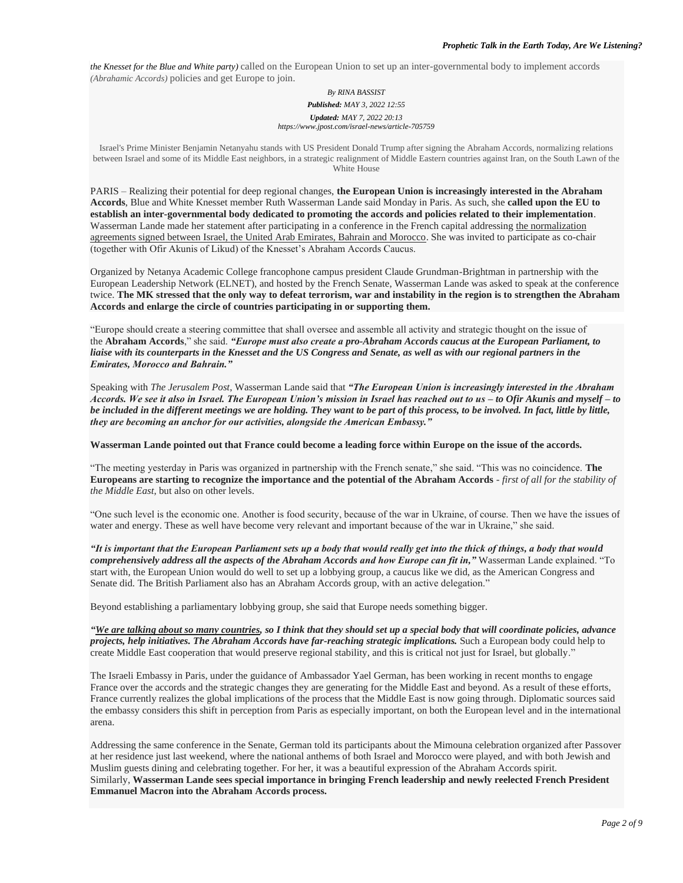*the Knesset for the Blue and White party)* called on the European Union to set up an inter-governmental body to implement accords *(Abrahamic Accords)* policies and get Europe to join.

*By RINA BASSIST*

***Published:** MAY 3, 2022 12:55*

***Updated:** MAY 7, 2022 20:13*

*https://www.jpost.com/israel-news/article-705759*

Israel's Prime Minister Benjamin Netanyahu stands with US President Donald Trump after signing the Abraham Accords, normalizing relations between Israel and some of its Middle East neighbors, in a strategic realignment of Middle Eastern countries against Iran, on the South Lawn of the White House

PARIS – Realizing their potential for deep regional changes, **the European Union is increasingly interested in the Abraham Accords**, Blue and White Knesset member Ruth Wasserman Lande said Monday in Paris. As such, she **called upon the EU to establish an inter-governmental body dedicated to promoting the accords and policies related to their implementation**. Wasserman Lande made her statement after participating in a conference in the French capital addressing the normalization agreements signed between Israel, the United Arab Emirates, Bahrain and Morocco. She was invited to participate as co-chair (together with Ofir Akunis of Likud) of the Knesset's Abraham Accords Caucus.

Organized by Netanya Academic College francophone campus president Claude Grundman-Brightman in partnership with the European Leadership Network (ELNET), and hosted by the French Senate, Wasserman Lande was asked to speak at the conference twice. **The MK stressed that the only way to defeat terrorism, war and instability in the region is to strengthen the Abraham Accords and enlarge the circle of countries participating in or supporting them.**

"Europe should create a steering committee that shall oversee and assemble all activity and strategic thought on the issue of the **Abraham Accords**," she said. ***"Europe must also create a pro-Abraham Accords caucus at the European Parliament, to liaise with its counterparts in the Knesset and the US Congress and Senate, as well as with our regional partners in the Emirates, Morocco and Bahrain."***

Speaking with *The Jerusalem Post*, Wasserman Lande said that ***"The European Union is increasingly interested in the Abraham Accords. We see it also in Israel. The European Union's mission in Israel has reached out to us – to Ofir Akunis and myself – to be included in the different meetings we are holding. They want to be part of this process, to be involved. In fact, little by little, they are becoming an anchor for our activities, alongside the American Embassy."***

**Wasserman Lande pointed out that France could become a leading force within Europe on the issue of the accords.**

"The meeting yesterday in Paris was organized in partnership with the French senate," she said. "This was no coincidence. **The Europeans are starting to recognize the importance and the potential of the Abraham Accords** - *first of all for the stability of the Middle East*, but also on other levels.

"One such level is the economic one. Another is food security, because of the war in Ukraine, of course. Then we have the issues of water and energy. These as well have become very relevant and important because of the war in Ukraine," she said.

***"It is important that the European Parliament sets up a body that would really get into the thick of things, a body that would comprehensively address all the aspects of the Abraham Accords and how Europe can fit in,"*** Wasserman Lande explained. "To start with, the European Union would do well to set up a lobbying group, a caucus like we did, as the American Congress and Senate did. The British Parliament also has an Abraham Accords group, with an active delegation."

Beyond establishing a parliamentary lobbying group, she said that Europe needs something bigger.

***"We are talking about so many countries, so I think that they should set up a special body that will coordinate policies, advance projects, help initiatives. The Abraham Accords have far-reaching strategic implications.*** Such a European body could help to create Middle East cooperation that would preserve regional stability, and this is critical not just for Israel, but globally."

The Israeli Embassy in Paris, under the guidance of Ambassador Yael German, has been working in recent months to engage France over the accords and the strategic changes they are generating for the Middle East and beyond. As a result of these efforts, France currently realizes the global implications of the process that the Middle East is now going through. Diplomatic sources said the embassy considers this shift in perception from Paris as especially important, on both the European level and in the international arena.

Addressing the same conference in the Senate, German told its participants about the Mimouna celebration organized after Passover at her residence just last weekend, where the national anthems of both Israel and Morocco were played, and with both Jewish and Muslim guests dining and celebrating together. For her, it was a beautiful expression of the Abraham Accords spirit.
Similarly, **Wasserman Lande sees special importance in bringing French leadership and newly reelected French President Emmanuel Macron into the Abraham Accords process.**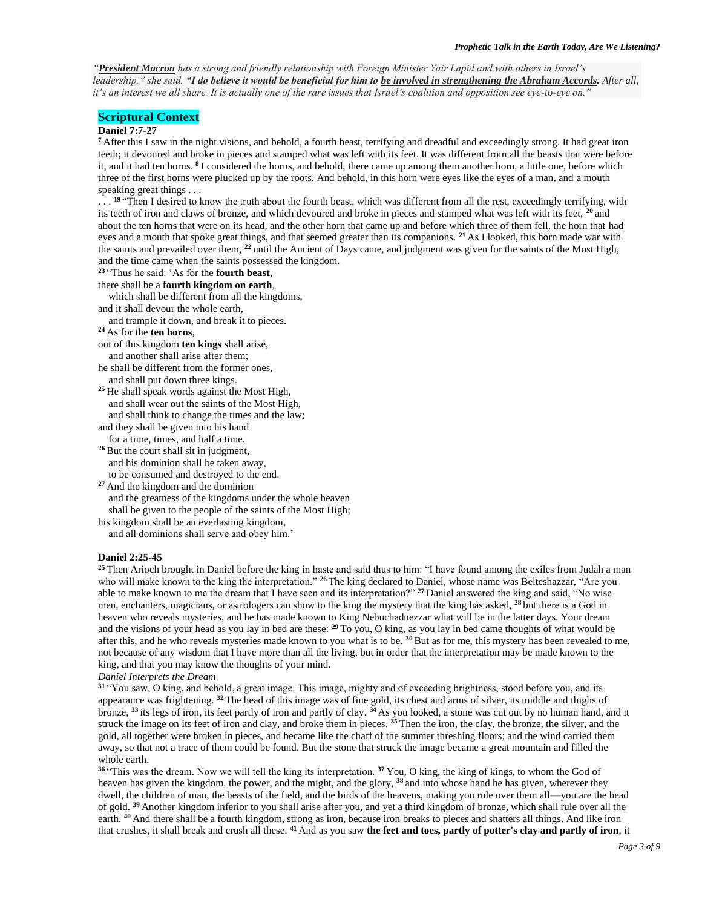*"**President Macron** has a strong and friendly relationship with Foreign Minister Yair Lapid and with others in Israel's leadership," she said.* ***"I do believe it would be beneficial for him to <u>be involved in strengthening the Abraham Accords</u>.*** *After all, it's an interest we all share. It is actually one of the rare issues that Israel's coalition and opposition see eye-to-eye on."*

## Scriptural Context

**Daniel 7:7-27**

[7] After this I saw in the night visions, and behold, a fourth beast, terrifying and dreadful and exceedingly strong. It had great iron teeth; it devoured and broke in pieces and stamped what was left with its feet. It was different from all the beasts that were before it, and it had ten horns. [8] I considered the horns, and behold, there came up among them another horn, a little one, before which three of the first horns were plucked up by the roots. And behold, in this horn were eyes like the eyes of a man, and a mouth speaking great things . . .

. . . [19] "Then I desired to know the truth about the fourth beast, which was different from all the rest, exceedingly terrifying, with its teeth of iron and claws of bronze, and which devoured and broke in pieces and stamped what was left with its feet, [20] and about the ten horns that were on its head, and the other horn that came up and before which three of them fell, the horn that had eyes and a mouth that spoke great things, and that seemed greater than its companions. [21] As I looked, this horn made war with the saints and prevailed over them, [22] until the Ancient of Days came, and judgment was given for the saints of the Most High, and the time came when the saints possessed the kingdom.

[23] "Thus he said: 'As for the **fourth beast**,
there shall be a **fourth kingdom on earth**,
which shall be different from all the kingdoms,
and it shall devour the whole earth,
and trample it down, and break it to pieces.
[24] As for the **ten horns**,
out of this kingdom **ten kings** shall arise,
and another shall arise after them;
he shall be different from the former ones,
and shall put down three kings.
[25] He shall speak words against the Most High,
and shall wear out the saints of the Most High,
and shall think to change the times and the law;
and they shall be given into his hand
for a time, times, and half a time.
[26] But the court shall sit in judgment,
and his dominion shall be taken away,
to be consumed and destroyed to the end.
[27] And the kingdom and the dominion
and the greatness of the kingdoms under the whole heaven
shall be given to the people of the saints of the Most High;
his kingdom shall be an everlasting kingdom,
and all dominions shall serve and obey him.'

**Daniel 2:25-45**

[25] Then Arioch brought in Daniel before the king in haste and said thus to him: "I have found among the exiles from Judah a man who will make known to the king the interpretation." [26] The king declared to Daniel, whose name was Belteshazzar, "Are you able to make known to me the dream that I have seen and its interpretation?" [27] Daniel answered the king and said, "No wise men, enchanters, magicians, or astrologers can show to the king the mystery that the king has asked, [28] but there is a God in heaven who reveals mysteries, and he has made known to King Nebuchadnezzar what will be in the latter days. Your dream and the visions of your head as you lay in bed are these: [29] To you, O king, as you lay in bed came thoughts of what would be after this, and he who reveals mysteries made known to you what is to be. [30] But as for me, this mystery has been revealed to me, not because of any wisdom that I have more than all the living, but in order that the interpretation may be made known to the king, and that you may know the thoughts of your mind.

*Daniel Interprets the Dream*

[31] "You saw, O king, and behold, a great image. This image, mighty and of exceeding brightness, stood before you, and its appearance was frightening. [32] The head of this image was of fine gold, its chest and arms of silver, its middle and thighs of bronze, [33] its legs of iron, its feet partly of iron and partly of clay. [34] As you looked, a stone was cut out by no human hand, and it struck the image on its feet of iron and clay, and broke them in pieces. [35] Then the iron, the clay, the bronze, the silver, and the gold, all together were broken in pieces, and became like the chaff of the summer threshing floors; and the wind carried them away, so that not a trace of them could be found. But the stone that struck the image became a great mountain and filled the whole earth.

[36] "This was the dream. Now we will tell the king its interpretation. [37] You, O king, the king of kings, to whom the God of heaven has given the kingdom, the power, and the might, and the glory, [38] and into whose hand he has given, wherever they dwell, the children of man, the beasts of the field, and the birds of the heavens, making you rule over them all—you are the head of gold. [39] Another kingdom inferior to you shall arise after you, and yet a third kingdom of bronze, which shall rule over all the earth. [40] And there shall be a fourth kingdom, strong as iron, because iron breaks to pieces and shatters all things. And like iron that crushes, it shall break and crush all these. [41] And as you saw **the feet and toes, partly of potter's clay and partly of iron**, it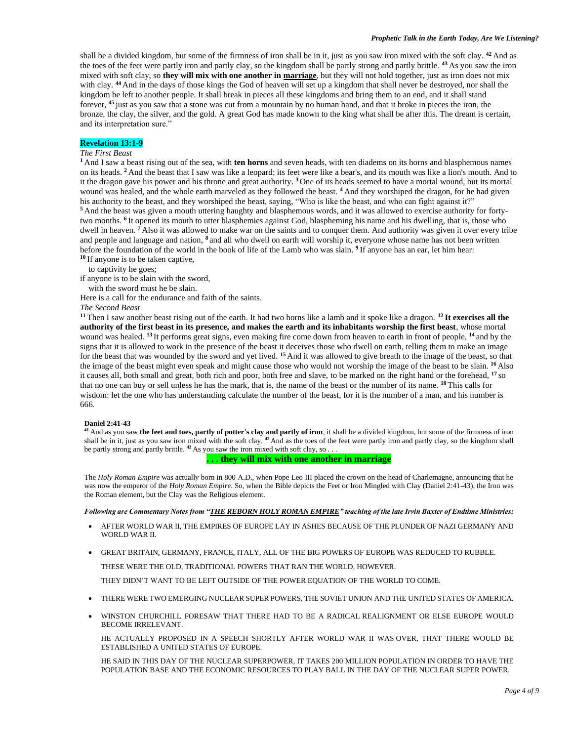shall be a divided kingdom, but some of the firmness of iron shall be in it, just as you saw iron mixed with the soft clay. [42] And as the toes of the feet were partly iron and partly clay, so the kingdom shall be partly strong and partly brittle. [43] As you saw the iron mixed with soft clay, so **they will mix with one another in <u>marriage</u>**, but they will not hold together, just as iron does not mix with clay. [44] And in the days of those kings the God of heaven will set up a kingdom that shall never be destroyed, nor shall the kingdom be left to another people. It shall break in pieces all these kingdoms and bring them to an end, and it shall stand forever, [45] just as you saw that a stone was cut from a mountain by no human hand, and that it broke in pieces the iron, the bronze, the clay, the silver, and the gold. A great God has made known to the king what shall be after this. The dream is certain, and its interpretation sure."

**Revelation 13:1-9**

*The First Beast*

[1] And I saw a beast rising out of the sea, with **ten horns** and seven heads, with ten diadems on its horns and blasphemous names on its heads. [2] And the beast that I saw was like a leopard; its feet were like a bear's, and its mouth was like a lion's mouth. And to it the dragon gave his power and his throne and great authority. [3] One of its heads seemed to have a mortal wound, but its mortal wound was healed, and the whole earth marveled as they followed the beast. [4] And they worshiped the dragon, for he had given his authority to the beast, and they worshiped the beast, saying, "Who is like the beast, and who can fight against it?"
[5] And the beast was given a mouth uttering haughty and blasphemous words, and it was allowed to exercise authority for forty-two months. [6] It opened its mouth to utter blasphemies against God, blaspheming his name and his dwelling, that is, those who dwell in heaven. [7] Also it was allowed to make war on the saints and to conquer them. And authority was given it over every tribe and people and language and nation, [8] and all who dwell on earth will worship it, everyone whose name has not been written before the foundation of the world in the book of life of the Lamb who was slain. [9] If anyone has an ear, let him hear:
[10] If anyone is to be taken captive,
  to captivity he goes;
if anyone is to be slain with the sword,
  with the sword must he be slain.
Here is a call for the endurance and faith of the saints.

*The Second Beast*

[11] Then I saw another beast rising out of the earth. It had two horns like a lamb and it spoke like a dragon. [12] **It exercises all the authority of the first beast in its presence, and makes the earth and its inhabitants worship the first beast**, whose mortal wound was healed. [13] It performs great signs, even making fire come down from heaven to earth in front of people, [14] and by the signs that it is allowed to work in the presence of the beast it deceives those who dwell on earth, telling them to make an image for the beast that was wounded by the sword and yet lived. [15] And it was allowed to give breath to the image of the beast, so that the image of the beast might even speak and might cause those who would not worship the image of the beast to be slain. [16] Also it causes all, both small and great, both rich and poor, both free and slave, to be marked on the right hand or the forehead, [17] so that no one can buy or sell unless he has the mark, that is, the name of the beast or the number of its name. [18] This calls for wisdom: let the one who has understanding calculate the number of the beast, for it is the number of a man, and his number is 666.

**Daniel 2:41-43**

[41] And as you saw **the feet and toes, partly of potter's clay and partly of iron**, it shall be a divided kingdom, but some of the firmness of iron shall be in it, just as you saw iron mixed with the soft clay. [42] And as the toes of the feet were partly iron and partly clay, so the kingdom shall be partly strong and partly brittle. [43] As you saw the iron mixed with soft clay, so . . .

**. . . they will mix with one another in marriage**

The *Holy Roman Empire* was actually born in 800 A.D., when Pope Leo III placed the crown on the head of Charlemagne, announcing that he was now the emperor of the *Holy Roman Empire*. So, when the Bible depicts the Feet or Iron Mingled with Clay (Daniel 2:41-43), the Iron was the Roman element, but the Clay was the Religious element.

***Following are Commentary Notes from "<u>THE REBORN HOLY ROMAN EMPIRE</u>" teaching of the late Irvin Baxter of Endtime Ministries:***

- AFTER WORLD WAR II, THE EMPIRES OF EUROPE LAY IN ASHES BECAUSE OF THE PLUNDER OF NAZI GERMANY AND WORLD WAR II.
- GREAT BRITAIN, GERMANY, FRANCE, ITALY, ALL OF THE BIG POWERS OF EUROPE WAS REDUCED TO RUBBLE.

  THESE WERE THE OLD, TRADITIONAL POWERS THAT RAN THE WORLD, HOWEVER.

  THEY DIDN'T WANT TO BE LEFT OUTSIDE OF THE POWER EQUATION OF THE WORLD TO COME.
- THERE WERE TWO EMERGING NUCLEAR SUPER POWERS, THE SOVIET UNION AND THE UNITED STATES OF AMERICA.
- WINSTON CHURCHILL FORESAW THAT THERE HAD TO BE A RADICAL REALIGNMENT OR ELSE EUROPE WOULD BECOME IRRELEVANT.

  HE ACTUALLY PROPOSED IN A SPEECH SHORTLY AFTER WORLD WAR II WAS OVER, THAT THERE WOULD BE ESTABLISHED A UNITED STATES OF EUROPE.

  HE SAID IN THIS DAY OF THE NUCLEAR SUPERPOWER, IT TAKES 200 MILLION POPULATION IN ORDER TO HAVE THE POPULATION BASE AND THE ECONOMIC RESOURCES TO PLAY BALL IN THE DAY OF THE NUCLEAR SUPER POWER.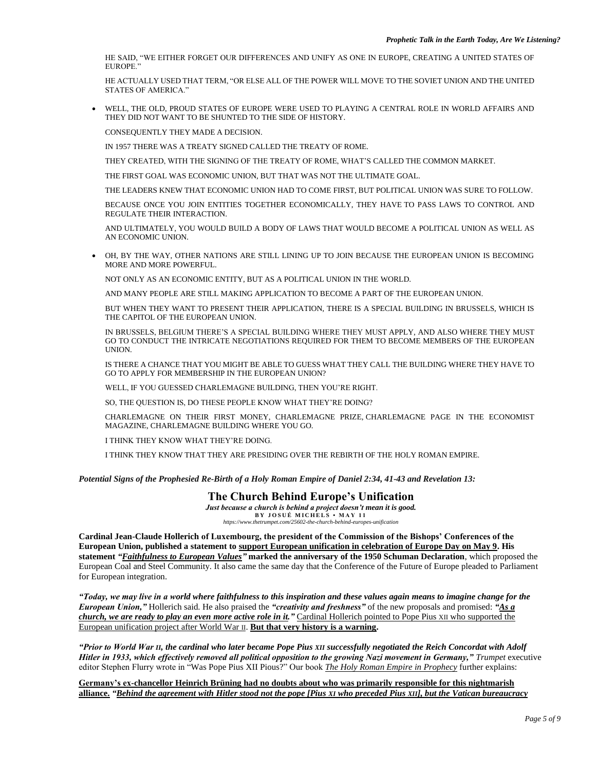HE SAID, "WE EITHER FORGET OUR DIFFERENCES AND UNIFY AS ONE IN EUROPE, CREATING A UNITED STATES OF EUROPE."

HE ACTUALLY USED THAT TERM, "OR ELSE ALL OF THE POWER WILL MOVE TO THE SOVIET UNION AND THE UNITED STATES OF AMERICA."

- WELL, THE OLD, PROUD STATES OF EUROPE WERE USED TO PLAYING A CENTRAL ROLE IN WORLD AFFAIRS AND THEY DID NOT WANT TO BE SHUNTED TO THE SIDE OF HISTORY.

  CONSEQUENTLY THEY MADE A DECISION.

  IN 1957 THERE WAS A TREATY SIGNED CALLED THE TREATY OF ROME.

  THEY CREATED, WITH THE SIGNING OF THE TREATY OF ROME, WHAT'S CALLED THE COMMON MARKET.

  THE FIRST GOAL WAS ECONOMIC UNION, BUT THAT WAS NOT THE ULTIMATE GOAL.

  THE LEADERS KNEW THAT ECONOMIC UNION HAD TO COME FIRST, BUT POLITICAL UNION WAS SURE TO FOLLOW.

  BECAUSE ONCE YOU JOIN ENTITIES TOGETHER ECONOMICALLY, THEY HAVE TO PASS LAWS TO CONTROL AND REGULATE THEIR INTERACTION.

  AND ULTIMATELY, YOU WOULD BUILD A BODY OF LAWS THAT WOULD BECOME A POLITICAL UNION AS WELL AS AN ECONOMIC UNION.

- OH, BY THE WAY, OTHER NATIONS ARE STILL LINING UP TO JOIN BECAUSE THE EUROPEAN UNION IS BECOMING MORE AND MORE POWERFUL.

  NOT ONLY AS AN ECONOMIC ENTITY, BUT AS A POLITICAL UNION IN THE WORLD.

  AND MANY PEOPLE ARE STILL MAKING APPLICATION TO BECOME A PART OF THE EUROPEAN UNION.

  BUT WHEN THEY WANT TO PRESENT THEIR APPLICATION, THERE IS A SPECIAL BUILDING IN BRUSSELS, WHICH IS THE CAPITOL OF THE EUROPEAN UNION.

  IN BRUSSELS, BELGIUM THERE'S A SPECIAL BUILDING WHERE THEY MUST APPLY, AND ALSO WHERE THEY MUST GO TO CONDUCT THE INTRICATE NEGOTIATIONS REQUIRED FOR THEM TO BECOME MEMBERS OF THE EUROPEAN UNION.

  IS THERE A CHANCE THAT YOU MIGHT BE ABLE TO GUESS WHAT THEY CALL THE BUILDING WHERE THEY HAVE TO GO TO APPLY FOR MEMBERSHIP IN THE EUROPEAN UNION?

  WELL, IF YOU GUESSED CHARLEMAGNE BUILDING, THEN YOU'RE RIGHT.

  SO, THE QUESTION IS, DO THESE PEOPLE KNOW WHAT THEY'RE DOING?

  CHARLEMAGNE ON THEIR FIRST MONEY, CHARLEMAGNE PRIZE, CHARLEMAGNE PAGE IN THE ECONOMIST MAGAZINE, CHARLEMAGNE BUILDING WHERE YOU GO.

  I THINK THEY KNOW WHAT THEY'RE DOING.

  I THINK THEY KNOW THAT THEY ARE PRESIDING OVER THE REBIRTH OF THE HOLY ROMAN EMPIRE.

***Potential Signs of the Prophesied Re-Birth of a Holy Roman Empire of Daniel 2:34, 41-43 and Revelation 13:***

## The Church Behind Europe's Unification

***Just because a church is behind a project doesn't mean it is good.***

**BY JOSUÉ MICHELS • MAY 11**

*https://www.thetrumpet.com/25602-the-church-behind-europes-unification*

**Cardinal Jean-Claude Hollerich of Luxembourg, the president of the Commission of the Bishops' Conferences of the European Union, published a statement to <u>support European unification in celebration of Europe Day on May 9</u>. His statement *"<u>Faithfulness to European Values</u>"* marked the anniversary of the 1950 Schuman Declaration**, which proposed the European Coal and Steel Community. It also came the same day that the Conference of the Future of Europe pleaded to Parliament for European integration.

***"Today, we may live in a world where faithfulness to this inspiration and these values again means to imagine change for the European Union,"*** Hollerich said. He also praised the ***"creativity and freshness"*** of the new proposals and promised: ***"<u>As a church, we are ready to play an even more active role in it.</u>"*** <u>Cardinal Hollerich pointed to Pope Pius XII who supported the European unification project after World War II</u>. **<u>But that very history is a warning</u>.**

***"Prior to World War II, the cardinal who later became Pope Pius XII successfully negotiated the Reich Concordat with Adolf Hitler in 1933, which effectively removed all political opposition to the growing Nazi movement in Germany,"*** *Trumpet* executive editor Stephen Flurry wrote in "Was Pope Pius XII Pious?" Our book *<u>The Holy Roman Empire in Prophecy</u>* further explains:

**<u>Germany's ex-chancellor Heinrich Brüning had no doubts about who was primarily responsible for this nightmarish alliance.</u>** ***<u>"Behind the agreement with Hitler stood not the pope [Pius XI who preceded Pius XII], but the Vatican bureaucracy</u>***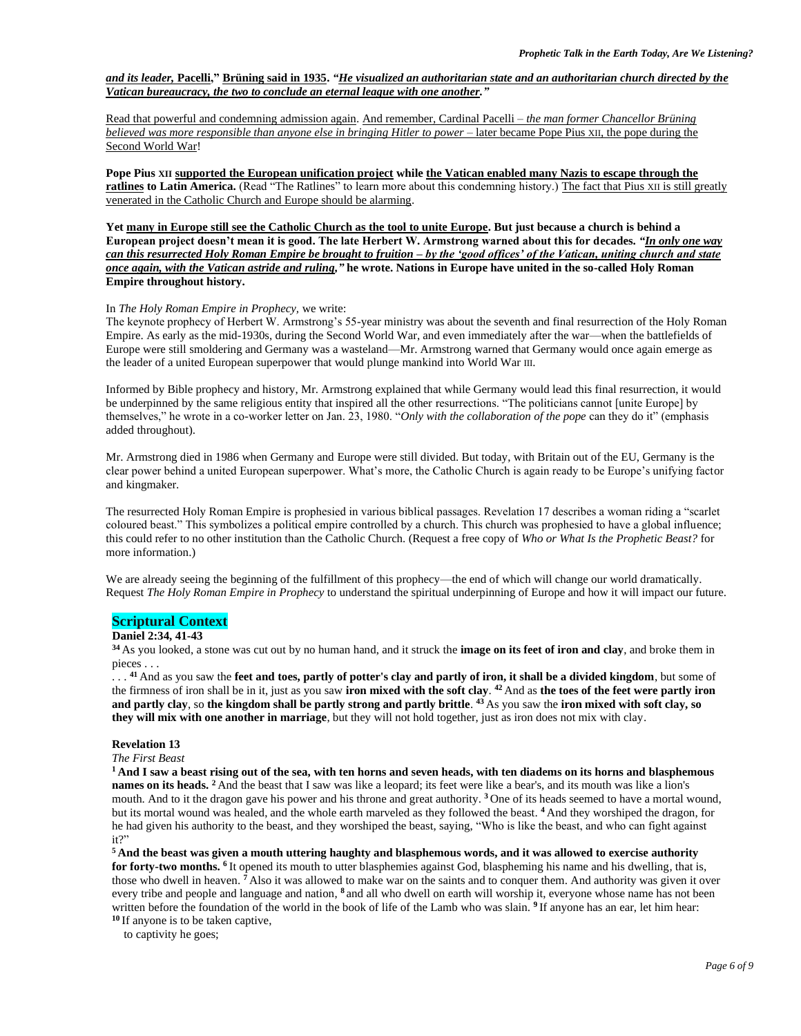***and its leader,* Pacelli," Brüning said in 1935. *"He visualized an authoritarian state and an authoritarian church directed by the Vatican bureaucracy, the two to conclude an eternal league with one another."***

Read that powerful and condemning admission again. And remember, Cardinal Pacelli – *the man former Chancellor Brüning believed was more responsible than anyone else in bringing Hitler to power* – later became Pope Pius XII, the pope during the Second World War!

**Pope Pius XII supported the European unification project while the Vatican enabled many Nazis to escape through the ratlines to Latin America.** (Read "The Ratlines" to learn more about this condemning history.) The fact that Pius XII is still greatly venerated in the Catholic Church and Europe should be alarming.

**Yet many in Europe still see the Catholic Church as the tool to unite Europe. But just because a church is behind a European project doesn't mean it is good. The late Herbert W. Armstrong warned about this for decades. *"In only one way can this resurrected Holy Roman Empire be brought to fruition – by the 'good offices' of the Vatican, uniting church and state once again, with the Vatican astride and ruling,"* he wrote. Nations in Europe have united in the so-called Holy Roman Empire throughout history.**

In *The Holy Roman Empire in Prophecy,* we write:
The keynote prophecy of Herbert W. Armstrong's 55-year ministry was about the seventh and final resurrection of the Holy Roman Empire. As early as the mid-1930s, during the Second World War, and even immediately after the war—when the battlefields of Europe were still smoldering and Germany was a wasteland—Mr. Armstrong warned that Germany would once again emerge as the leader of a united European superpower that would plunge mankind into World War III.

Informed by Bible prophecy and history, Mr. Armstrong explained that while Germany would lead this final resurrection, it would be underpinned by the same religious entity that inspired all the other resurrections. "The politicians cannot [unite Europe] by themselves," he wrote in a co-worker letter on Jan. 23, 1980. "*Only with the collaboration of the pope* can they do it" (emphasis added throughout).

Mr. Armstrong died in 1986 when Germany and Europe were still divided. But today, with Britain out of the EU, Germany is the clear power behind a united European superpower. What's more, the Catholic Church is again ready to be Europe's unifying factor and kingmaker.

The resurrected Holy Roman Empire is prophesied in various biblical passages. Revelation 17 describes a woman riding a "scarlet coloured beast." This symbolizes a political empire controlled by a church. This church was prophesied to have a global influence; this could refer to no other institution than the Catholic Church. (Request a free copy of *Who or What Is the Prophetic Beast?* for more information.)

We are already seeing the beginning of the fulfillment of this prophecy—the end of which will change our world dramatically. Request *The Holy Roman Empire in Prophecy* to understand the spiritual underpinning of Europe and how it will impact our future.

## Scriptural Context

**Daniel 2:34, 41-43**

[34] As you looked, a stone was cut out by no human hand, and it struck the **image on its feet of iron and clay**, and broke them in pieces . . .
. . . [41] And as you saw the **feet and toes, partly of potter's clay and partly of iron, it shall be a divided kingdom**, but some of the firmness of iron shall be in it, just as you saw **iron mixed with the soft clay**. [42] And as **the toes of the feet were partly iron and partly clay**, so **the kingdom shall be partly strong and partly brittle**. [43] As you saw the **iron mixed with soft clay, so they will mix with one another in marriage**, but they will not hold together, just as iron does not mix with clay.

**Revelation 13**

*The First Beast*

**[1] And I saw a beast rising out of the sea, with ten horns and seven heads, with ten diadems on its horns and blasphemous names on its heads.** [2] And the beast that I saw was like a leopard; its feet were like a bear's, and its mouth was like a lion's mouth. And to it the dragon gave his power and his throne and great authority. [3] One of its heads seemed to have a mortal wound, but its mortal wound was healed, and the whole earth marveled as they followed the beast. [4] And they worshiped the dragon, for he had given his authority to the beast, and they worshiped the beast, saying, "Who is like the beast, and who can fight against it?"

**[5] And the beast was given a mouth uttering haughty and blasphemous words, and it was allowed to exercise authority for forty-two months.** [6] It opened its mouth to utter blasphemies against God, blaspheming his name and his dwelling, that is, those who dwell in heaven. [7] Also it was allowed to make war on the saints and to conquer them. And authority was given it over every tribe and people and language and nation, [8] and all who dwell on earth will worship it, everyone whose name has not been written before the foundation of the world in the book of life of the Lamb who was slain. [9] If anyone has an ear, let him hear:
[10] If anyone is to be taken captive,
to captivity he goes;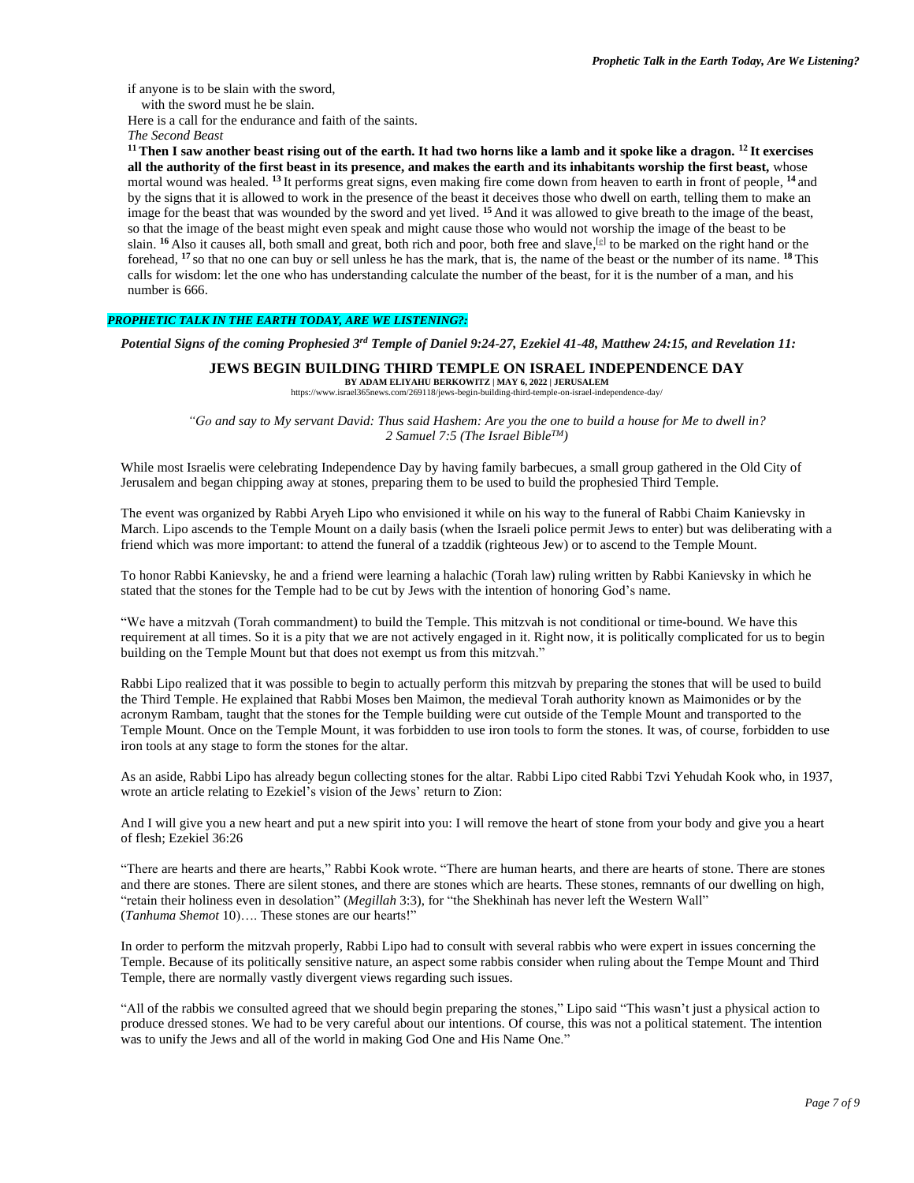if anyone is to be slain with the sword,
with the sword must he be slain.
Here is a call for the endurance and faith of the saints.

*The Second Beast*

[11] **Then I saw another beast rising out of the earth. It had two horns like a lamb and it spoke like a dragon.** [12] **It exercises all the authority of the first beast in its presence, and makes the earth and its inhabitants worship the first beast,** whose mortal wound was healed. [13] It performs great signs, even making fire come down from heaven to earth in front of people, [14] and by the signs that it is allowed to work in the presence of the beast it deceives those who dwell on earth, telling them to make an image for the beast that was wounded by the sword and yet lived. [15] And it was allowed to give breath to the image of the beast, so that the image of the beast might even speak and might cause those who would not worship the image of the beast to be slain. [16] Also it causes all, both small and great, both rich and poor, both free and slave,[e] to be marked on the right hand or the forehead, [17] so that no one can buy or sell unless he has the mark, that is, the name of the beast or the number of its name. [18] This calls for wisdom: let the one who has understanding calculate the number of the beast, for it is the number of a man, and his number is 666.

***PROPHETIC TALK IN THE EARTH TODAY, ARE WE LISTENING?:***

***Potential Signs of the coming Prophesied 3rd Temple of Daniel 9:24-27, Ezekiel 41-48, Matthew 24:15, and Revelation 11:***

## JEWS BEGIN BUILDING THIRD TEMPLE ON ISRAEL INDEPENDENCE DAY

**BY ADAM ELIYAHU BERKOWITZ | MAY 6, 2022 | JERUSALEM**
https://www.israel365news.com/269118/jews-begin-building-third-temple-on-israel-independence-day/

*"Go and say to My servant David: Thus said Hashem: Are you the one to build a house for Me to dwell in?*
*2 Samuel 7:5 (The Israel Bible™)*

While most Israelis were celebrating Independence Day by having family barbecues, a small group gathered in the Old City of Jerusalem and began chipping away at stones, preparing them to be used to build the prophesied Third Temple.

The event was organized by Rabbi Aryeh Lipo who envisioned it while on his way to the funeral of Rabbi Chaim Kanievsky in March. Lipo ascends to the Temple Mount on a daily basis (when the Israeli police permit Jews to enter) but was deliberating with a friend which was more important: to attend the funeral of a tzaddik (righteous Jew) or to ascend to the Temple Mount.

To honor Rabbi Kanievsky, he and a friend were learning a halachic (Torah law) ruling written by Rabbi Kanievsky in which he stated that the stones for the Temple had to be cut by Jews with the intention of honoring God's name.

"We have a mitzvah (Torah commandment) to build the Temple. This mitzvah is not conditional or time-bound. We have this requirement at all times. So it is a pity that we are not actively engaged in it. Right now, it is politically complicated for us to begin building on the Temple Mount but that does not exempt us from this mitzvah."

Rabbi Lipo realized that it was possible to begin to actually perform this mitzvah by preparing the stones that will be used to build the Third Temple. He explained that Rabbi Moses ben Maimon, the medieval Torah authority known as Maimonides or by the acronym Rambam, taught that the stones for the Temple building were cut outside of the Temple Mount and transported to the Temple Mount. Once on the Temple Mount, it was forbidden to use iron tools to form the stones. It was, of course, forbidden to use iron tools at any stage to form the stones for the altar.

As an aside, Rabbi Lipo has already begun collecting stones for the altar. Rabbi Lipo cited Rabbi Tzvi Yehudah Kook who, in 1937, wrote an article relating to Ezekiel's vision of the Jews' return to Zion:

And I will give you a new heart and put a new spirit into you: I will remove the heart of stone from your body and give you a heart of flesh; Ezekiel 36:26

"There are hearts and there are hearts," Rabbi Kook wrote. "There are human hearts, and there are hearts of stone. There are stones and there are stones. There are silent stones, and there are stones which are hearts. These stones, remnants of our dwelling on high, "retain their holiness even in desolation" (*Megillah* 3:3), for "the Shekhinah has never left the Western Wall" (*Tanhuma Shemot* 10)…. These stones are our hearts!"

In order to perform the mitzvah properly, Rabbi Lipo had to consult with several rabbis who were expert in issues concerning the Temple. Because of its politically sensitive nature, an aspect some rabbis consider when ruling about the Tempe Mount and Third Temple, there are normally vastly divergent views regarding such issues.

"All of the rabbis we consulted agreed that we should begin preparing the stones," Lipo said "This wasn't just a physical action to produce dressed stones. We had to be very careful about our intentions. Of course, this was not a political statement. The intention was to unify the Jews and all of the world in making God One and His Name One."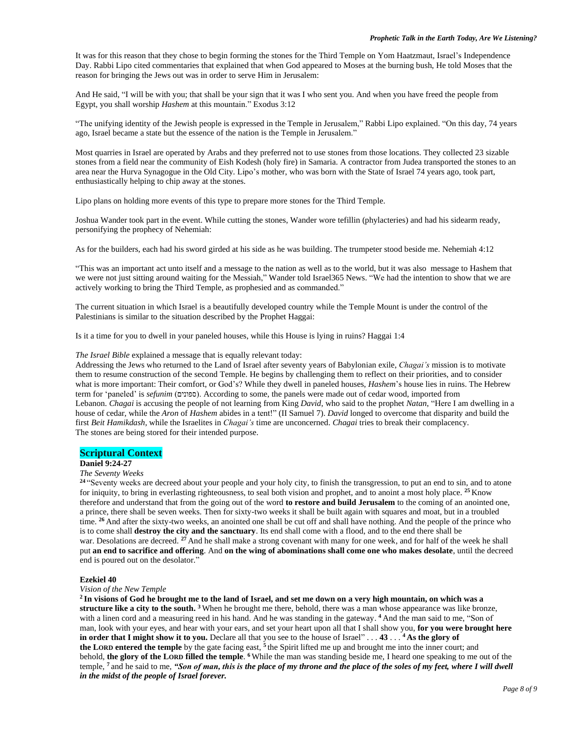It was for this reason that they chose to begin forming the stones for the Third Temple on Yom Haatzmaut, Israel's Independence Day. Rabbi Lipo cited commentaries that explained that when God appeared to Moses at the burning bush, He told Moses that the reason for bringing the Jews out was in order to serve Him in Jerusalem:

And He said, "I will be with you; that shall be your sign that it was I who sent you. And when you have freed the people from Egypt, you shall worship *Hashem* at this mountain." Exodus 3:12

"The unifying identity of the Jewish people is expressed in the Temple in Jerusalem," Rabbi Lipo explained. "On this day, 74 years ago, Israel became a state but the essence of the nation is the Temple in Jerusalem."

Most quarries in Israel are operated by Arabs and they preferred not to use stones from those locations. They collected 23 sizable stones from a field near the community of Eish Kodesh (holy fire) in Samaria. A contractor from Judea transported the stones to an area near the Hurva Synagogue in the Old City. Lipo's mother, who was born with the State of Israel 74 years ago, took part, enthusiastically helping to chip away at the stones.

Lipo plans on holding more events of this type to prepare more stones for the Third Temple.

Joshua Wander took part in the event. While cutting the stones, Wander wore tefillin (phylacteries) and had his sidearm ready, personifying the prophecy of Nehemiah:

As for the builders, each had his sword girded at his side as he was building. The trumpeter stood beside me. Nehemiah 4:12

"This was an important act unto itself and a message to the nation as well as to the world, but it was also message to Hashem that we were not just sitting around waiting for the Messiah," Wander told Israel365 News. "We had the intention to show that we are actively working to bring the Third Temple, as prophesied and as commanded."

The current situation in which Israel is a beautifully developed country while the Temple Mount is under the control of the Palestinians is similar to the situation described by the Prophet Haggai:

Is it a time for you to dwell in your paneled houses, while this House is lying in ruins? Haggai 1:4

*The Israel Bible* explained a message that is equally relevant today:
Addressing the Jews who returned to the Land of Israel after seventy years of Babylonian exile, *Chagai's* mission is to motivate them to resume construction of the second Temple. He begins by challenging them to reflect on their priorities, and to consider what is more important: Their comfort, or God's? While they dwell in paneled houses, *Hashem*'s house lies in ruins. The Hebrew term for 'paneled' is *sefunim* (ספונים). According to some, the panels were made out of cedar wood, imported from Lebanon. *Chagai* is accusing the people of not learning from King *David*, who said to the prophet *Natan*, "Here I am dwelling in a house of cedar, while the *Aron* of *Hashem* abides in a tent!" (II Samuel 7). *David* longed to overcome that disparity and build the first *Beit Hamikdash*, while the Israelites in *Chagai's* time are unconcerned. *Chagai* tries to break their complacency.
The stones are being stored for their intended purpose.

## Scriptural Context

**Daniel 9:24-27**

*The Seventy Weeks*

[24] "Seventy weeks are decreed about your people and your holy city, to finish the transgression, to put an end to sin, and to atone for iniquity, to bring in everlasting righteousness, to seal both vision and prophet, and to anoint a most holy place. [25] Know therefore and understand that from the going out of the word **to restore and build Jerusalem** to the coming of an anointed one, a prince, there shall be seven weeks. Then for sixty-two weeks it shall be built again with squares and moat, but in a troubled time. [26] And after the sixty-two weeks, an anointed one shall be cut off and shall have nothing. And the people of the prince who is to come shall **destroy the city and the sanctuary**. Its end shall come with a flood, and to the end there shall be war. Desolations are decreed. [27] And he shall make a strong covenant with many for one week, and for half of the week he shall put **an end to sacrifice and offering**. And **on the wing of abominations shall come one who makes desolate**, until the decreed end is poured out on the desolator."

**Ezekiel 40**

*Vision of the New Temple*

**[2] In visions of God he brought me to the land of Israel, and set me down on a very high mountain, on which was a structure like a city to the south.** [3] When he brought me there, behold, there was a man whose appearance was like bronze, with a linen cord and a measuring reed in his hand. And he was standing in the gateway. [4] And the man said to me, "Son of man, look with your eyes, and hear with your ears, and set your heart upon all that I shall show you, **for you were brought here in order that I might show it to you.** Declare all that you see to the house of Israel" . . . **43** . . . **[4] As the glory of the LORD entered the temple** by the gate facing east, [5] the Spirit lifted me up and brought me into the inner court; and behold, **the glory of the LORD filled the temple**. [6] While the man was standing beside me, I heard one speaking to me out of the temple, [7] and he said to me, ***"Son of man, this is the place of my throne and the place of the soles of my feet, where I will dwell in the midst of the people of Israel forever.***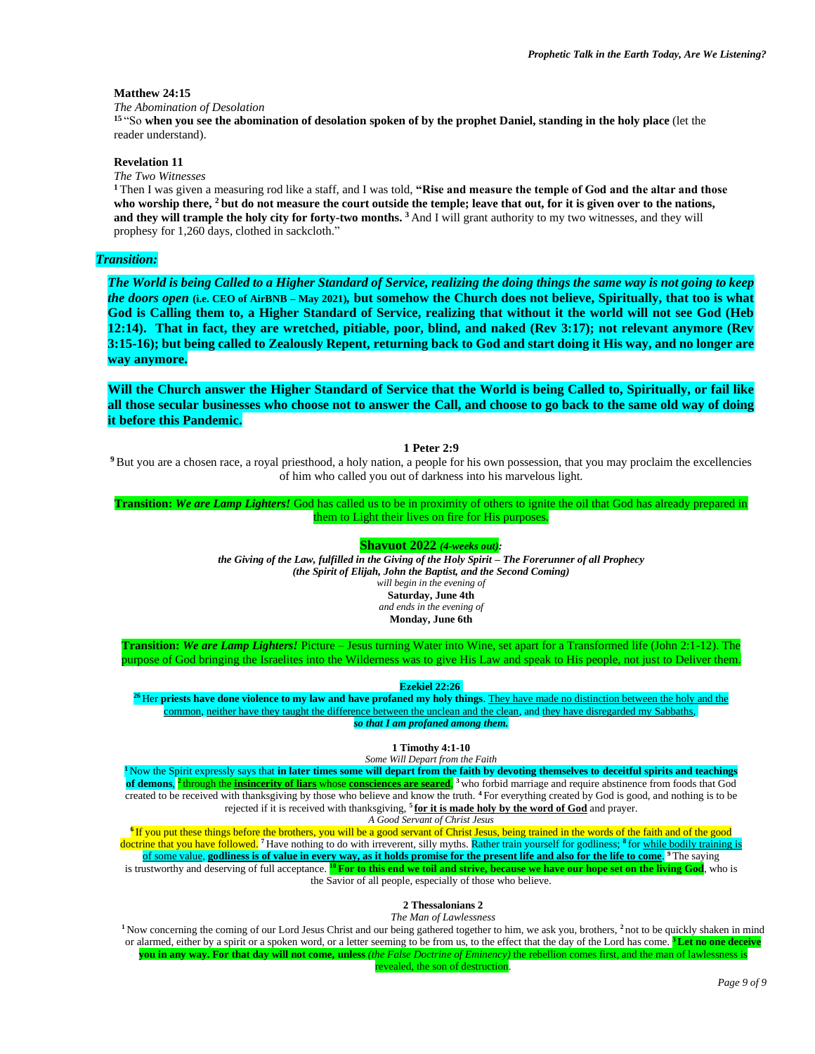**Matthew 24:15**

*The Abomination of Desolation*

[15] "So **when you see the abomination of desolation spoken of by the prophet Daniel, standing in the holy place** (let the reader understand).

**Revelation 11**

*The Two Witnesses*

[1] Then I was given a measuring rod like a staff, and I was told, **"Rise and measure the temple of God and the altar and those who worship there, [2] but do not measure the court outside the temple; leave that out, for it is given over to the nations, and they will trample the holy city for forty-two months.** [3] And I will grant authority to my two witnesses, and they will prophesy for 1,260 days, clothed in sackcloth."

***Transition:***

***The World is being Called to a Higher Standard of Service, realizing the doing things the same way is not going to keep the doors open* (i.e. CEO of AirBNB – May 2021), but somehow the Church does not believe, Spiritually, that too is what God is Calling them to, a Higher Standard of Service, realizing that without it the world will not see God (Heb 12:14). That in fact, they are wretched, pitiable, poor, blind, and naked (Rev 3:17); not relevant anymore (Rev 3:15-16); but being called to Zealously Repent, returning back to God and start doing it His way, and no longer are way anymore.**

**Will the Church answer the Higher Standard of Service that the World is being Called to, Spiritually, or fail like all those secular businesses who choose not to answer the Call, and choose to go back to the same old way of doing it before this Pandemic.**

**1 Peter 2:9**

[9] But you are a chosen race, a royal priesthood, a holy nation, a people for his own possession, that you may proclaim the excellencies of him who called you out of darkness into his marvelous light.

**Transition:** ***We are Lamp Lighters!*** God has called us to be in proximity of others to ignite the oil that God has already prepared in them to Light their lives on fire for His purposes.

**Shavuot 2022** ***(4-weeks out):***

***the Giving of the Law, fulfilled in the Giving of the Holy Spirit – The Forerunner of all Prophecy***
***(the Spirit of Elijah, John the Baptist, and the Second Coming)***
*will begin in the evening of*
**Saturday, June 4th**
*and ends in the evening of*
**Monday, June 6th**

**Transition:** ***We are Lamp Lighters!*** Picture – Jesus turning Water into Wine, set apart for a Transformed life (John 2:1-12). The purpose of God bringing the Israelites into the Wilderness was to give His Law and speak to His people, not just to Deliver them.

**Ezekiel 22:26**

[26] Her **priests have done violence to my law and have profaned my holy things**. They have made no distinction between the holy and the common, neither have they taught the difference between the unclean and the clean, and they have disregarded my Sabbaths, ***so that I am profaned among them.***

**1 Timothy 4:1-10**

*Some Will Depart from the Faith*

[1] Now the Spirit expressly says that **in later times some will depart from the faith by devoting themselves to deceitful spirits and teachings of demons**, [2] through the **insincerity of liars** whose **consciences are seared**, [3] who forbid marriage and require abstinence from foods that God created to be received with thanksgiving by those who believe and know the truth. [4] For everything created by God is good, and nothing is to be rejected if it is received with thanksgiving, [5] **for it is made holy by the word of God** and prayer.

*A Good Servant of Christ Jesus*

[6] If you put these things before the brothers, you will be a good servant of Christ Jesus, being trained in the words of the faith and of the good doctrine that you have followed. [7] Have nothing to do with irreverent, silly myths. Rather train yourself for godliness; [8] for while bodily training is of some value, **godliness is of value in every way, as it holds promise for the present life and also for the life to come**. [9] The saying is trustworthy and deserving of full acceptance. [10] **For to this end we toil and strive, because we have our hope set on the living God**, who is the Savior of all people, especially of those who believe.

**2 Thessalonians 2**

*The Man of Lawlessness*

[1] Now concerning the coming of our Lord Jesus Christ and our being gathered together to him, we ask you, brothers, [2] not to be quickly shaken in mind or alarmed, either by a spirit or a spoken word, or a letter seeming to be from us, to the effect that the day of the Lord has come. [3] **Let no one deceive you in any way. For that day will not come, unless** *(the False Doctrine of Eminency)* the rebellion comes first, and the man of lawlessness is revealed, the son of destruction.